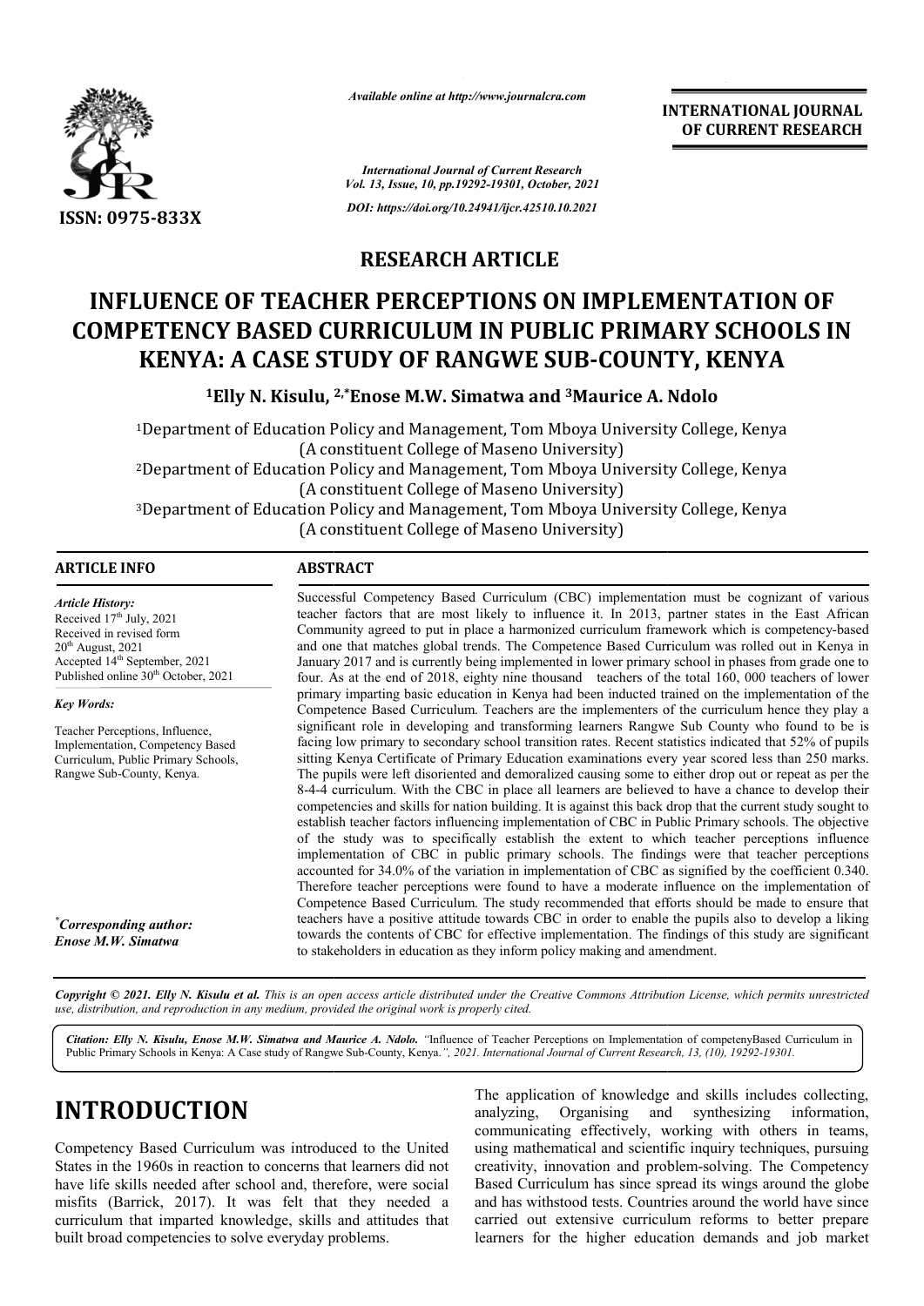*Available online at http://www.journalcra.com*

**INTERNATIONAL JOURNAL OF CURRENT RESEARCH**

*International Journal of Current Research*
*Vol. 13, Issue, 10, pp.19292-19301, October, 2021*

*DOI: https://doi.org/10.24941/ijcr.42510.10.2021*

ISSN: 0975-833X

**RESEARCH ARTICLE**

# INFLUENCE OF TEACHER PERCEPTIONS ON IMPLEMENTATION OF COMPETENCY BASED CURRICULUM IN PUBLIC PRIMARY SCHOOLS IN KENYA: A CASE STUDY OF RANGWE SUB-COUNTY, KENYA

**[1]Elly N. Kisulu, [2,*]Enose M.W. Simatwa and [3]Maurice A. Ndolo**

[1]Department of Education Policy and Management, Tom Mboya University College, Kenya (A constituent College of Maseno University)

[2]Department of Education Policy and Management, Tom Mboya University College, Kenya (A constituent College of Maseno University)

[3]Department of Education Policy and Management, Tom Mboya University College, Kenya (A constituent College of Maseno University)

**ARTICLE INFO**

*Article History:*

Received 17th July, 2021
Received in revised form
20th August, 2021
Accepted 14th September, 2021
Published online 30th October, 2021

*Key Words:*

Teacher Perceptions, Influence, Implementation, Competency Based Curriculum, Public Primary Schools, Rangwe Sub-County, Kenya.

*\*Corresponding author:*
*Enose M.W. Simatwa*

**ABSTRACT**

Successful Competency Based Curriculum (CBC) implementation must be cognizant of various teacher factors that are most likely to influence it. In 2013, partner states in the East African Community agreed to put in place a harmonized curriculum framework which is competency-based and one that matches global trends. The Competence Based Curriculum was rolled out in Kenya in January 2017 and is currently being implemented in lower primary school in phases from grade one to four. As at the end of 2018, eighty nine thousand teachers of the total 160, 000 teachers of lower primary imparting basic education in Kenya had been inducted trained on the implementation of the Competence Based Curriculum. Teachers are the implementers of the curriculum hence they play a significant role in developing and transforming learners Rangwe Sub County who found to be is facing low primary to secondary school transition rates. Recent statistics indicated that 52% of pupils sitting Kenya Certificate of Primary Education examinations every year scored less than 250 marks. The pupils were left disoriented and demoralized causing some to either drop out or repeat as per the 8-4-4 curriculum. With the CBC in place all learners are believed to have a chance to develop their competencies and skills for nation building. It is against this back drop that the current study sought to establish teacher factors influencing implementation of CBC in Public Primary schools. The objective of the study was to specifically establish the extent to which teacher perceptions influence implementation of CBC in public primary schools. The findings were that teacher perceptions accounted for 34.0% of the variation in implementation of CBC as signified by the coefficient 0.340. Therefore teacher perceptions were found to have a moderate influence on the implementation of Competence Based Curriculum. The study recommended that efforts should be made to ensure that teachers have a positive attitude towards CBC in order to enable the pupils also to develop a liking towards the contents of CBC for effective implementation. The findings of this study are significant to stakeholders in education as they inform policy making and amendment.

*Copyright © 2021. Elly N. Kisulu et al. This is an open access article distributed under the Creative Commons Attribution License, which permits unrestricted use, distribution, and reproduction in any medium, provided the original work is properly cited.*

***Citation:*** *Elly N. Kisulu, Enose M.W. Simatwa and Maurice A. Ndolo.* "Influence of Teacher Perceptions on Implementation of competenyBased Curriculum in Public Primary Schools in Kenya: A Case study of Rangwe Sub-County, Kenya.*", 2021. International Journal of Current Research, 13, (10), 19292-19301.*

# INTRODUCTION

Competency Based Curriculum was introduced to the United States in the 1960s in reaction to concerns that learners did not have life skills needed after school and, therefore, were social misfits (Barrick, 2017). It was felt that they needed a curriculum that imparted knowledge, skills and attitudes that built broad competencies to solve everyday problems. The application of knowledge and skills includes collecting, analyzing, Organising and synthesizing information, communicating effectively, working with others in teams, using mathematical and scientific inquiry techniques, pursuing creativity, innovation and problem-solving. The Competency Based Curriculum has since spread its wings around the globe and has withstood tests. Countries around the world have since carried out extensive curriculum reforms to better prepare learners for the higher education demands and job market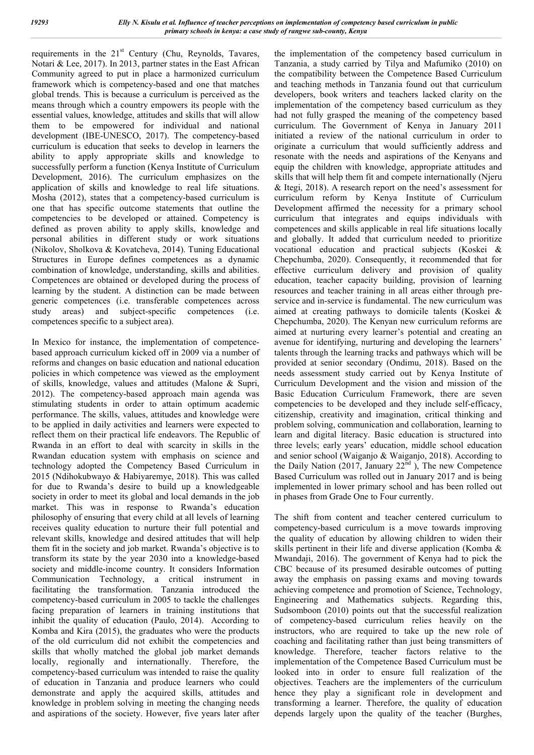requirements in the 21st Century (Chu, Reynolds, Tavares, Notari & Lee, 2017). In 2013, partner states in the East African Community agreed to put in place a harmonized curriculum framework which is competency-based and one that matches global trends. This is because a curriculum is perceived as the means through which a country empowers its people with the essential values, knowledge, attitudes and skills that will allow them to be empowered for individual and national development (IBE-UNESCO, 2017). The competency-based curriculum is education that seeks to develop in learners the ability to apply appropriate skills and knowledge to successfully perform a function (Kenya Institute of Curriculum Development, 2016). The curriculum emphasizes on the application of skills and knowledge to real life situations. Mosha (2012), states that a competency-based curriculum is one that has specific outcome statements that outline the competencies to be developed or attained. Competency is defined as proven ability to apply skills, knowledge and personal abilities in different study or work situations (Nikolov, Sholkova & Kovatcheva, 2014). Tuning Educational Structures in Europe defines competences as a dynamic combination of knowledge, understanding, skills and abilities. Competences are obtained or developed during the process of learning by the student. A distinction can be made between generic competences (i.e. transferable competences across study areas) and subject-specific competences (i.e. competences specific to a subject area).

In Mexico for instance, the implementation of competence-based approach curriculum kicked off in 2009 via a number of reforms and changes on basic education and national education policies in which competence was viewed as the employment of skills, knowledge, values and attitudes (Malone & Supri, 2012). The competency-based approach main agenda was stimulating students in order to attain optimum academic performance. The skills, values, attitudes and knowledge were to be applied in daily activities and learners were expected to reflect them on their practical life endeavors. The Republic of Rwanda in an effort to deal with scarcity in skills in the Rwandan education system with emphasis on science and technology adopted the Competency Based Curriculum in 2015 (Ndihokubwayo & Habiyaremye, 2018). This was called for due to Rwanda's desire to build up a knowledgeable society in order to meet its global and local demands in the job market. This was in response to Rwanda's education philosophy of ensuring that every child at all levels of learning receives quality education to nurture their full potential and relevant skills, knowledge and desired attitudes that will help them fit in the society and job market. Rwanda's objective is to transform its state by the year 2030 into a knowledge-based society and middle-income country. It considers Information Communication Technology, a critical instrument in facilitating the transformation. Tanzania introduced the competency-based curriculum in 2005 to tackle the challenges facing preparation of learners in training institutions that inhibit the quality of education (Paulo, 2014). According to Komba and Kira (2015), the graduates who were the products of the old curriculum did not exhibit the competencies and skills that wholly matched the global job market demands locally, regionally and internationally. Therefore, the competency-based curriculum was intended to raise the quality of education in Tanzania and produce learners who could demonstrate and apply the acquired skills, attitudes and knowledge in problem solving in meeting the changing needs and aspirations of the society. However, five years later after the implementation of the competency based curriculum in Tanzania, a study carried by Tilya and Mafumiko (2010) on the compatibility between the Competence Based Curriculum and teaching methods in Tanzania found out that curriculum developers, book writers and teachers lacked clarity on the implementation of the competency based curriculum as they had not fully grasped the meaning of the competency based curriculum. The Government of Kenya in January 2011 initiated a review of the national curriculum in order to originate a curriculum that would sufficiently address and resonate with the needs and aspirations of the Kenyans and equip the children with knowledge, appropriate attitudes and skills that will help them fit and compete internationally (Njeru & Itegi, 2018). A research report on the need's assessment for curriculum reform by Kenya Institute of Curriculum Development affirmed the necessity for a primary school curriculum that integrates and equips individuals with competences and skills applicable in real life situations locally and globally. It added that curriculum needed to prioritize vocational education and practical subjects (Koskei & Chepchumba, 2020). Consequently, it recommended that for effective curriculum delivery and provision of quality education, teacher capacity building, provision of learning resources and teacher training in all areas either through pre-service and in-service is fundamental. The new curriculum was aimed at creating pathways to domicile talents (Koskei & Chepchumba, 2020). The Kenyan new curriculum reforms are aimed at nurturing every learner's potential and creating an avenue for identifying, nurturing and developing the learners' talents through the learning tracks and pathways which will be provided at senior secondary (Ondimu, 2018). Based on the needs assessment study carried out by Kenya Institute of Curriculum Development and the vision and mission of the Basic Education Curriculum Framework, there are seven competencies to be developed and they include self-efficacy, citizenship, creativity and imagination, critical thinking and problem solving, communication and collaboration, learning to learn and digital literacy. Basic education is structured into three levels; early years' education, middle school education and senior school (Waiganjo & Waiganjo, 2018). According to the Daily Nation (2017, January 22nd ), The new Competence Based Curriculum was rolled out in January 2017 and is being implemented in lower primary school and has been rolled out in phases from Grade One to Four currently.

The shift from content and teacher centered curriculum to competency-based curriculum is a move towards improving the quality of education by allowing children to widen their skills pertinent in their life and diverse application (Komba & Mwandaji, 2016). The government of Kenya had to pick the CBC because of its presumed desirable outcomes of putting away the emphasis on passing exams and moving towards achieving competence and promotion of Science, Technology, Engineering and Mathematics subjects. Regarding this, Sudsomboon (2010) points out that the successful realization of competency-based curriculum relies heavily on the instructors, who are required to take up the new role of coaching and facilitating rather than just being transmitters of knowledge. Therefore, teacher factors relative to the implementation of the Competence Based Curriculum must be looked into in order to ensure full realization of the objectives. Teachers are the implementers of the curriculum hence they play a significant role in development and transforming a learner. Therefore, the quality of education depends largely upon the quality of the teacher (Burghes,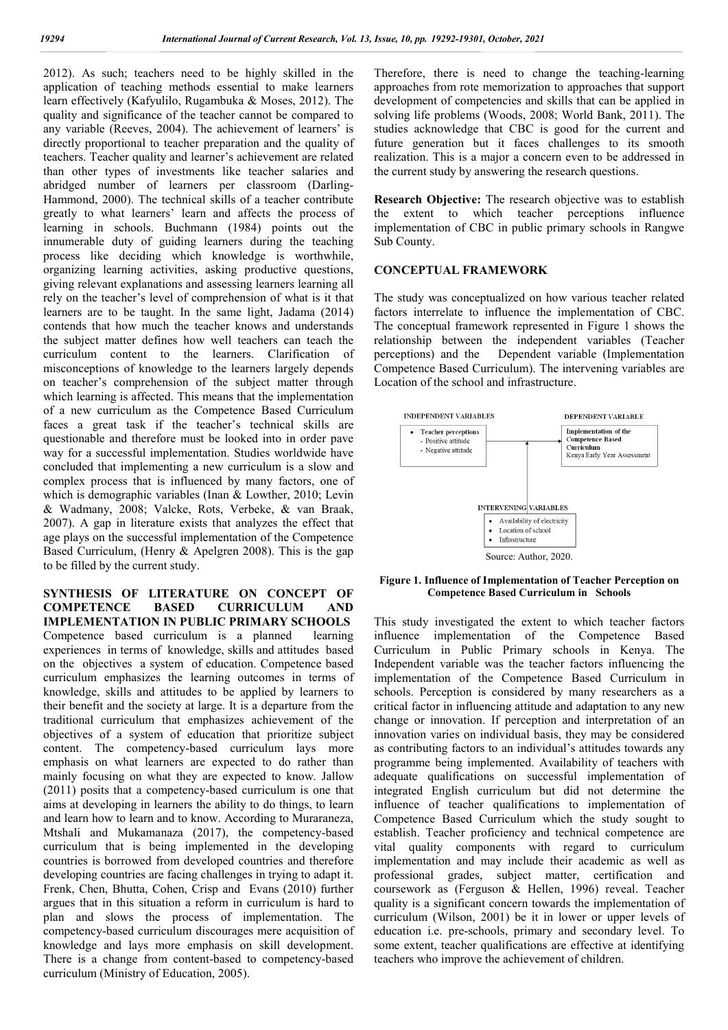2012). As such; teachers need to be highly skilled in the application of teaching methods essential to make learners learn effectively (Kafyulilo, Rugambuka & Moses, 2012). The quality and significance of the teacher cannot be compared to any variable (Reeves, 2004). The achievement of learners' is directly proportional to teacher preparation and the quality of teachers. Teacher quality and learner's achievement are related than other types of investments like teacher salaries and abridged number of learners per classroom (Darling-Hammond, 2000). The technical skills of a teacher contribute greatly to what learners' learn and affects the process of learning in schools. Buchmann (1984) points out the innumerable duty of guiding learners during the teaching process like deciding which knowledge is worthwhile, organizing learning activities, asking productive questions, giving relevant explanations and assessing learners learning all rely on the teacher's level of comprehension of what is it that learners are to be taught. In the same light, Jadama (2014) contends that how much the teacher knows and understands the subject matter defines how well teachers can teach the curriculum content to the learners. Clarification of misconceptions of knowledge to the learners largely depends on teacher's comprehension of the subject matter through which learning is affected. This means that the implementation of a new curriculum as the Competence Based Curriculum faces a great task if the teacher's technical skills are questionable and therefore must be looked into in order pave way for a successful implementation. Studies worldwide have concluded that implementing a new curriculum is a slow and complex process that is influenced by many factors, one of which is demographic variables (Inan & Lowther, 2010; Levin & Wadmany, 2008; Valcke, Rots, Verbeke, & van Braak, 2007). A gap in literature exists that analyzes the effect that age plays on the successful implementation of the Competence Based Curriculum, (Henry & Apelgren 2008). This is the gap to be filled by the current study.

## SYNTHESIS OF LITERATURE ON CONCEPT OF COMPETENCE BASED CURRICULUM AND IMPLEMENTATION IN PUBLIC PRIMARY SCHOOLS

Competence based curriculum is a planned learning experiences in terms of knowledge, skills and attitudes based on the objectives a system of education. Competence based curriculum emphasizes the learning outcomes in terms of knowledge, skills and attitudes to be applied by learners to their benefit and the society at large. It is a departure from the traditional curriculum that emphasizes achievement of the objectives of a system of education that prioritize subject content. The competency-based curriculum lays more emphasis on what learners are expected to do rather than mainly focusing on what they are expected to know. Jallow (2011) posits that a competency-based curriculum is one that aims at developing in learners the ability to do things, to learn and learn how to learn and to know. According to Muraraneza, Mtshali and Mukamanaza (2017), the competency-based curriculum that is being implemented in the developing countries is borrowed from developed countries and therefore developing countries are facing challenges in trying to adapt it. Frenk, Chen, Bhutta, Cohen, Crisp and Evans (2010) further argues that in this situation a reform in curriculum is hard to plan and slows the process of implementation. The competency-based curriculum discourages mere acquisition of knowledge and lays more emphasis on skill development. There is a change from content-based to competency-based curriculum (Ministry of Education, 2005).

Therefore, there is need to change the teaching-learning approaches from rote memorization to approaches that support development of competencies and skills that can be applied in solving life problems (Woods, 2008; World Bank, 2011). The studies acknowledge that CBC is good for the current and future generation but it faces challenges to its smooth realization. This is a major a concern even to be addressed in the current study by answering the research questions.

**Research Objective:** The research objective was to establish the extent to which teacher perceptions influence implementation of CBC in public primary schools in Rangwe Sub County.

## CONCEPTUAL FRAMEWORK

The study was conceptualized on how various teacher related factors interrelate to influence the implementation of CBC. The conceptual framework represented in Figure 1 shows the relationship between the independent variables (Teacher perceptions) and the Dependent variable (Implementation Competence Based Curriculum). The intervening variables are Location of the school and infrastructure.

INDEPENDENT VARIABLES

- Teacher perceptions
  - Positive attitude
  - Negative attitude

DEPENDENT VARIABLE

Implementation of the Competence Based Curriculum
Kenya Early Year Assessment

INTERVENING VARIABLES

- Availability of electricity
- Location of school
- Infrastructure

Source: Author, 2020.

**Figure 1. Influence of Implementation of Teacher Perception on Competence Based Curriculum in Schools**

This study investigated the extent to which teacher factors influence implementation of the Competence Based Curriculum in Public Primary schools in Kenya. The Independent variable was the teacher factors influencing the implementation of the Competence Based Curriculum in schools. Perception is considered by many researchers as a critical factor in influencing attitude and adaptation to any new change or innovation. If perception and interpretation of an innovation varies on individual basis, they may be considered as contributing factors to an individual's attitudes towards any programme being implemented. Availability of teachers with adequate qualifications on successful implementation of integrated English curriculum but did not determine the influence of teacher qualifications to implementation of Competence Based Curriculum which the study sought to establish. Teacher proficiency and technical competence are vital quality components with regard to curriculum implementation and may include their academic as well as professional grades, subject matter, certification and coursework as (Ferguson & Hellen, 1996) reveal. Teacher quality is a significant concern towards the implementation of curriculum (Wilson, 2001) be it in lower or upper levels of education i.e. pre-schools, primary and secondary level. To some extent, teacher qualifications are effective at identifying teachers who improve the achievement of children.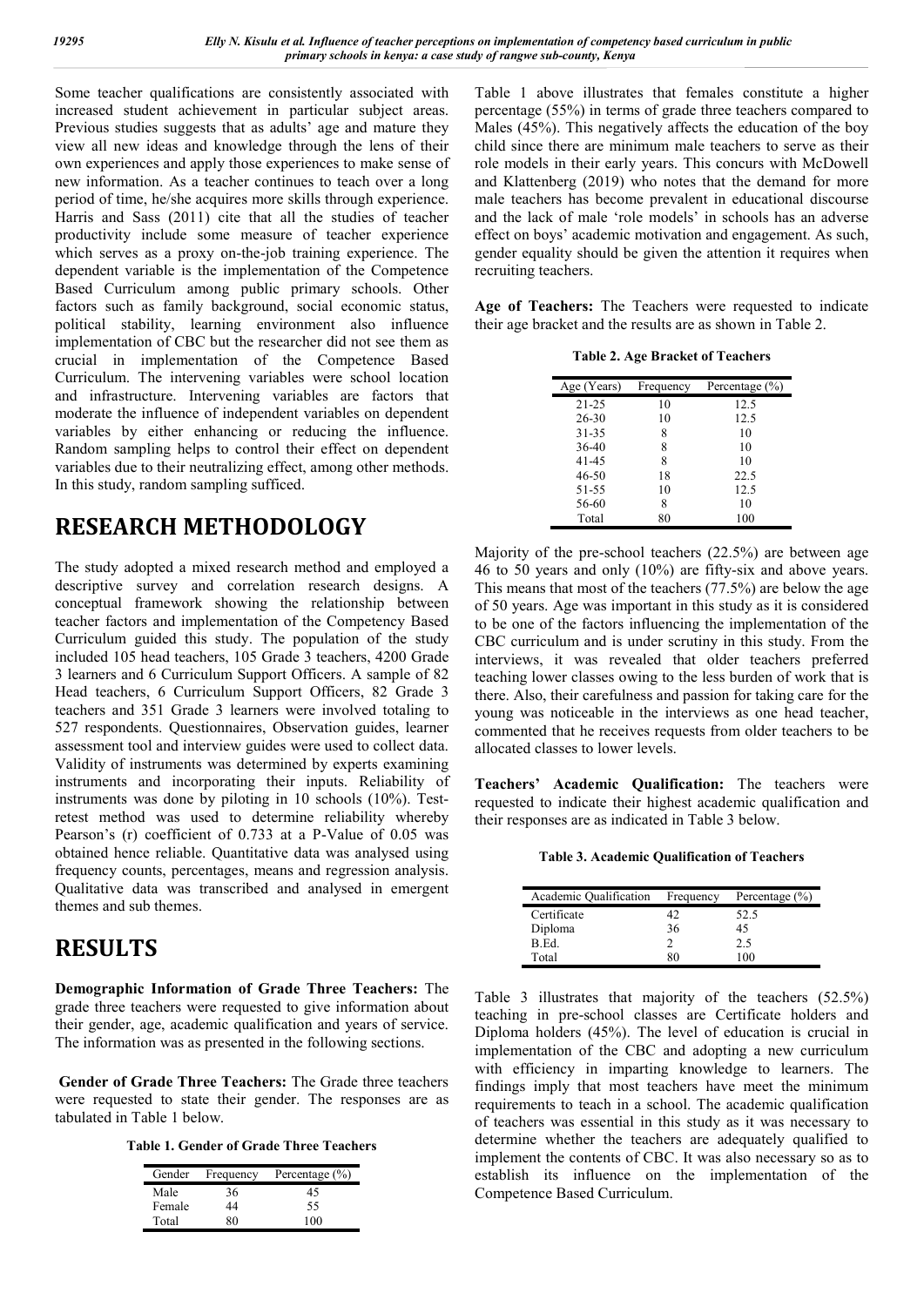Some teacher qualifications are consistently associated with increased student achievement in particular subject areas. Previous studies suggests that as adults' age and mature they view all new ideas and knowledge through the lens of their own experiences and apply those experiences to make sense of new information. As a teacher continues to teach over a long period of time, he/she acquires more skills through experience. Harris and Sass (2011) cite that all the studies of teacher productivity include some measure of teacher experience which serves as a proxy on-the-job training experience. The dependent variable is the implementation of the Competence Based Curriculum among public primary schools. Other factors such as family background, social economic status, political stability, learning environment also influence implementation of CBC but the researcher did not see them as crucial in implementation of the Competence Based Curriculum. The intervening variables were school location and infrastructure. Intervening variables are factors that moderate the influence of independent variables on dependent variables by either enhancing or reducing the influence. Random sampling helps to control their effect on dependent variables due to their neutralizing effect, among other methods. In this study, random sampling sufficed.

# RESEARCH METHODOLOGY

The study adopted a mixed research method and employed a descriptive survey and correlation research designs. A conceptual framework showing the relationship between teacher factors and implementation of the Competency Based Curriculum guided this study. The population of the study included 105 head teachers, 105 Grade 3 teachers, 4200 Grade 3 learners and 6 Curriculum Support Officers. A sample of 82 Head teachers, 6 Curriculum Support Officers, 82 Grade 3 teachers and 351 Grade 3 learners were involved totaling to 527 respondents. Questionnaires, Observation guides, learner assessment tool and interview guides were used to collect data. Validity of instruments was determined by experts examining instruments and incorporating their inputs. Reliability of instruments was done by piloting in 10 schools (10%). Test-retest method was used to determine reliability whereby Pearson's (r) coefficient of 0.733 at a P-Value of 0.05 was obtained hence reliable. Quantitative data was analysed using frequency counts, percentages, means and regression analysis. Qualitative data was transcribed and analysed in emergent themes and sub themes.

# RESULTS

**Demographic Information of Grade Three Teachers:** The grade three teachers were requested to give information about their gender, age, academic qualification and years of service. The information was as presented in the following sections.

**Gender of Grade Three Teachers:** The Grade three teachers were requested to state their gender. The responses are as tabulated in Table 1 below.

**Table 1. Gender of Grade Three Teachers**

| Gender | Frequency | Percentage (%) |
|---|---|---|
| Male | 36 | 45 |
| Female | 44 | 55 |
| Total | 80 | 100 |

Table 1 above illustrates that females constitute a higher percentage (55%) in terms of grade three teachers compared to Males (45%). This negatively affects the education of the boy child since there are minimum male teachers to serve as their role models in their early years. This concurs with McDowell and Klattenberg (2019) who notes that the demand for more male teachers has become prevalent in educational discourse and the lack of male 'role models' in schools has an adverse effect on boys' academic motivation and engagement. As such, gender equality should be given the attention it requires when recruiting teachers.

**Age of Teachers:** The Teachers were requested to indicate their age bracket and the results are as shown in Table 2.

**Table 2. Age Bracket of Teachers**

| Age (Years) | Frequency | Percentage (%) |
|---|---|---|
| 21-25 | 10 | 12.5 |
| 26-30 | 10 | 12.5 |
| 31-35 | 8 | 10 |
| 36-40 | 8 | 10 |
| 41-45 | 8 | 10 |
| 46-50 | 18 | 22.5 |
| 51-55 | 10 | 12.5 |
| 56-60 | 8 | 10 |
| Total | 80 | 100 |

Majority of the pre-school teachers (22.5%) are between age 46 to 50 years and only (10%) are fifty-six and above years. This means that most of the teachers (77.5%) are below the age of 50 years. Age was important in this study as it is considered to be one of the factors influencing the implementation of the CBC curriculum and is under scrutiny in this study. From the interviews, it was revealed that older teachers preferred teaching lower classes owing to the less burden of work that is there. Also, their carefulness and passion for taking care for the young was noticeable in the interviews as one head teacher, commented that he receives requests from older teachers to be allocated classes to lower levels.

**Teachers' Academic Qualification:** The teachers were requested to indicate their highest academic qualification and their responses are as indicated in Table 3 below.

**Table 3. Academic Qualification of Teachers**

| Academic Qualification | Frequency | Percentage (%) |
|---|---|---|
| Certificate | 42 | 52.5 |
| Diploma | 36 | 45 |
| B.Ed. | 2 | 2.5 |
| Total | 80 | 100 |

Table 3 illustrates that majority of the teachers (52.5%) teaching in pre-school classes are Certificate holders and Diploma holders (45%). The level of education is crucial in implementation of the CBC and adopting a new curriculum with efficiency in imparting knowledge to learners. The findings imply that most teachers have meet the minimum requirements to teach in a school. The academic qualification of teachers was essential in this study as it was necessary to determine whether the teachers are adequately qualified to implement the contents of CBC. It was also necessary so as to establish its influence on the implementation of the Competence Based Curriculum.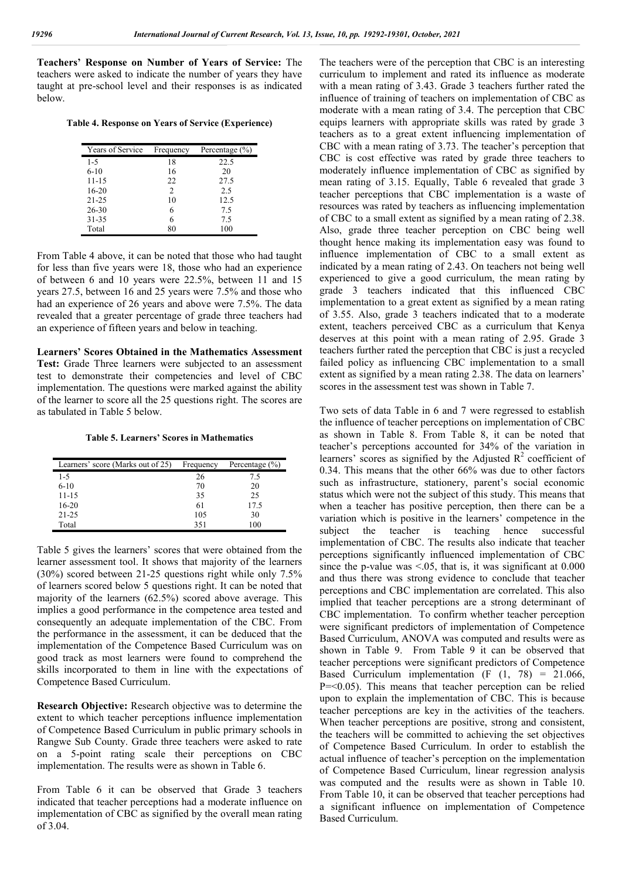**Teachers' Response on Number of Years of Service:** The teachers were asked to indicate the number of years they have taught at pre-school level and their responses is as indicated below.

**Table 4. Response on Years of Service (Experience)**

| Years of Service | Frequency | Percentage (%) |
|---|---|---|
| 1-5 | 18 | 22.5 |
| 6-10 | 16 | 20 |
| 11-15 | 22 | 27.5 |
| 16-20 | 2 | 2.5 |
| 21-25 | 10 | 12.5 |
| 26-30 | 6 | 7.5 |
| 31-35 | 6 | 7.5 |
| Total | 80 | 100 |

From Table 4 above, it can be noted that those who had taught for less than five years were 18, those who had an experience of between 6 and 10 years were 22.5%, between 11 and 15 years 27.5, between 16 and 25 years were 7.5% and those who had an experience of 26 years and above were 7.5%. The data revealed that a greater percentage of grade three teachers had an experience of fifteen years and below in teaching.

**Learners' Scores Obtained in the Mathematics Assessment Test:** Grade Three learners were subjected to an assessment test to demonstrate their competencies and level of CBC implementation. The questions were marked against the ability of the learner to score all the 25 questions right. The scores are as tabulated in Table 5 below.

**Table 5. Learners' Scores in Mathematics**

| Learners' score (Marks out of 25) | Frequency | Percentage (%) |
|---|---|---|
| 1-5 | 26 | 7.5 |
| 6-10 | 70 | 20 |
| 11-15 | 35 | 25 |
| 16-20 | 61 | 17.5 |
| 21-25 | 105 | 30 |
| Total | 351 | 100 |

Table 5 gives the learners' scores that were obtained from the learner assessment tool. It shows that majority of the learners (30%) scored between 21-25 questions right while only 7.5% of learners scored below 5 questions right. It can be noted that majority of the learners (62.5%) scored above average. This implies a good performance in the competence area tested and consequently an adequate implementation of the CBC. From the performance in the assessment, it can be deduced that the implementation of the Competence Based Curriculum was on good track as most learners were found to comprehend the skills incorporated to them in line with the expectations of Competence Based Curriculum.

**Research Objective:** Research objective was to determine the extent to which teacher perceptions influence implementation of Competence Based Curriculum in public primary schools in Rangwe Sub County. Grade three teachers were asked to rate on a 5-point rating scale their perceptions on CBC implementation. The results were as shown in Table 6.

From Table 6 it can be observed that Grade 3 teachers indicated that teacher perceptions had a moderate influence on implementation of CBC as signified by the overall mean rating of 3.04.

The teachers were of the perception that CBC is an interesting curriculum to implement and rated its influence as moderate with a mean rating of 3.43. Grade 3 teachers further rated the influence of training of teachers on implementation of CBC as moderate with a mean rating of 3.4. The perception that CBC equips learners with appropriate skills was rated by grade 3 teachers as to a great extent influencing implementation of CBC with a mean rating of 3.73. The teacher's perception that CBC is cost effective was rated by grade three teachers to moderately influence implementation of CBC as signified by mean rating of 3.15. Equally, Table 6 revealed that grade 3 teacher perceptions that CBC implementation is a waste of resources was rated by teachers as influencing implementation of CBC to a small extent as signified by a mean rating of 2.38. Also, grade three teacher perception on CBC being well thought hence making its implementation easy was found to influence implementation of CBC to a small extent as indicated by a mean rating of 2.43. On teachers not being well experienced to give a good curriculum, the mean rating by grade 3 teachers indicated that this influenced CBC implementation to a great extent as signified by a mean rating of 3.55. Also, grade 3 teachers indicated that to a moderate extent, teachers perceived CBC as a curriculum that Kenya deserves at this point with a mean rating of 2.95. Grade 3 teachers further rated the perception that CBC is just a recycled failed policy as influencing CBC implementation to a small extent as signified by a mean rating 2.38. The data on learners' scores in the assessment test was shown in Table 7.

Two sets of data Table in 6 and 7 were regressed to establish the influence of teacher perceptions on implementation of CBC as shown in Table 8. From Table 8, it can be noted that teacher's perceptions accounted for 34% of the variation in learners' scores as signified by the Adjusted $R^2$ coefficient of 0.34. This means that the other 66% was due to other factors such as infrastructure, stationery, parent's social economic status which were not the subject of this study. This means that when a teacher has positive perception, then there can be a variation which is positive in the learners' competence in the subject the teacher is teaching hence successful implementation of CBC. The results also indicate that teacher perceptions significantly influenced implementation of CBC since the p-value was <.05, that is, it was significant at 0.000 and thus there was strong evidence to conclude that teacher perceptions and CBC implementation are correlated. This also implied that teacher perceptions are a strong determinant of CBC implementation. To confirm whether teacher perception were significant predictors of implementation of Competence Based Curriculum, ANOVA was computed and results were as shown in Table 9. From Table 9 it can be observed that teacher perceptions were significant predictors of Competence Based Curriculum implementation ($F (1, 78) = 21.066$, $P=<0.05$). This means that teacher perception can be relied upon to explain the implementation of CBC. This is because teacher perceptions are key in the activities of the teachers. When teacher perceptions are positive, strong and consistent, the teachers will be committed to achieving the set objectives of Competence Based Curriculum. In order to establish the actual influence of teacher's perception on the implementation of Competence Based Curriculum, linear regression analysis was computed and the results were as shown in Table 10. From Table 10, it can be observed that teacher perceptions had a significant influence on implementation of Competence Based Curriculum.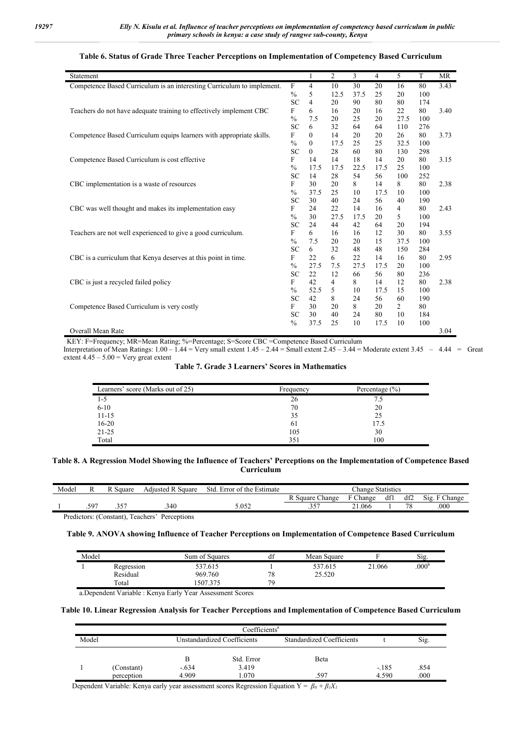**Table 6. Status of Grade Three Teacher Perceptions on Implementation of Competency Based Curriculum**

| Statement | | 1 | 2 | 3 | 4 | 5 | T | MR |
|---|---|---|---|---|---|---|---|---|
| Competence Based Curriculum is an interesting Curriculum to implement. | F | 4 | 10 | 30 | 20 | 16 | 80 | 3.43 |
| | % | 5 | 12.5 | 37.5 | 25 | 20 | 100 | |
| | SC | 4 | 20 | 90 | 80 | 80 | 174 | |
| Teachers do not have adequate training to effectively implement CBC | F | 6 | 16 | 20 | 16 | 22 | 80 | 3.40 |
| | % | 7.5 | 20 | 25 | 20 | 27.5 | 100 | |
| | SC | 6 | 32 | 64 | 64 | 110 | 276 | |
| Competence Based Curriculum equips learners with appropriate skills. | F | 0 | 14 | 20 | 20 | 26 | 80 | 3.73 |
| | % | 0 | 17.5 | 25 | 25 | 32.5 | 100 | |
| | SC | 0 | 28 | 60 | 80 | 130 | 298 | |
| Competence Based Curriculum is cost effective | F | 14 | 14 | 18 | 14 | 20 | 80 | 3.15 |
| | % | 17.5 | 17.5 | 22.5 | 17.5 | 25 | 100 | |
| | SC | 14 | 28 | 54 | 56 | 100 | 252 | |
| CBC implementation is a waste of resources | F | 30 | 20 | 8 | 14 | 8 | 80 | 2.38 |
| | % | 37.5 | 25 | 10 | 17.5 | 10 | 100 | |
| | SC | 30 | 40 | 24 | 56 | 40 | 190 | |
| CBC was well thought and makes its implementation easy | F | 24 | 22 | 14 | 16 | 4 | 80 | 2.43 |
| | % | 30 | 27.5 | 17.5 | 20 | 5 | 100 | |
| | SC | 24 | 44 | 42 | 64 | 20 | 194 | |
| Teachers are not well experienced to give a good curriculum. | F | 6 | 16 | 16 | 12 | 30 | 80 | 3.55 |
| | % | 7.5 | 20 | 20 | 15 | 37.5 | 100 | |
| | SC | 6 | 32 | 48 | 48 | 150 | 284 | |
| CBC is a curriculum that Kenya deserves at this point in time. | F | 22 | 6 | 22 | 14 | 16 | 80 | 2.95 |
| | % | 27.5 | 7.5 | 27.5 | 17.5 | 20 | 100 | |
| | SC | 22 | 12 | 66 | 56 | 80 | 236 | |
| CBC is just a recycled failed policy | F | 42 | 4 | 8 | 14 | 12 | 80 | 2.38 |
| | % | 52.5 | 5 | 10 | 17.5 | 15 | 100 | |
| | SC | 42 | 8 | 24 | 56 | 60 | 190 | |
| Competence Based Curriculum is very costly | F | 30 | 20 | 8 | 20 | 2 | 80 | |
| | SC | 30 | 40 | 24 | 80 | 10 | 184 | |
| | % | 37.5 | 25 | 10 | 17.5 | 10 | 100 | |
| Overall Mean Rate | | | | | | | | 3.04 |

KEY: F=Frequency; MR=Mean Rating; %=Percentage; S=Score CBC =Competence Based Curriculum
Interpretation of Mean Ratings: 1.00 – 1.44 = Very small extent 1.45 – 2.44 = Small extent 2.45 – 3.44 = Moderate extent 3.45 – 4.44 = Great extent 4.45 – 5.00 = Very great extent

**Table 7. Grade 3 Learners' Scores in Mathematics**

| Learners' score (Marks out of 25) | Frequency | Percentage (%) |
|---|---|---|
| 1-5 | 26 | 7.5 |
| 6-10 | 70 | 20 |
| 11-15 | 35 | 25 |
| 16-20 | 61 | 17.5 |
| 21-25 | 105 | 30 |
| Total | 351 | 100 |

**Table 8. A Regression Model Showing the Influence of Teachers' Perceptions on the Implementation of Competence Based Curriculum**

| Model | R | R Square | Adjusted R Square | Std. Error of the Estimate | Change Statistics | | | | |
|---|---|---|---|---|---|---|---|---|---|
| | | | | | R Square Change | F Change | df1 | df2 | Sig. F Change |
| 1 | .597 | .357 | .340 | 5.052 | .357 | 21.066 | 1 | 78 | .000 |

Predictors: (Constant), Teachers' Perceptions

**Table 9. ANOVA showing Influence of Teacher Perceptions on Implementation of Competence Based Curriculum**

| Model | | Sum of Squares | df | Mean Square | F | Sig. |
|---|---|---|---|---|---|---|
| 1 | Regression | 537.615 | 1 | 537.615 | 21.066 | .000[b] |
| | Residual | 969.760 | 78 | 25.520 | | |
| | Total | 1507.375 | 79 | | | |

a.Dependent Variable : Kenya Early Year Assessment Scores

**Table 10. Linear Regression Analysis for Teacher Perceptions and Implementation of Competence Based Curriculum**

| Coefficients[a] | | | | | | |
|---|---|---|---|---|---|---|
| Model | | Unstandardized Coefficients | | Standardized Coefficients | t | Sig. |
| | | B | Std. Error | Beta | | |
| 1 | (Constant) | -.634 | 3.419 | | -.185 | .854 |
| | perception | 4.909 | 1.070 | .597 | 4.590 | .000 |

Dependent Variable: Kenya early year assessment scores Regression Equation $Y = \beta_0 + \beta_1 X_1$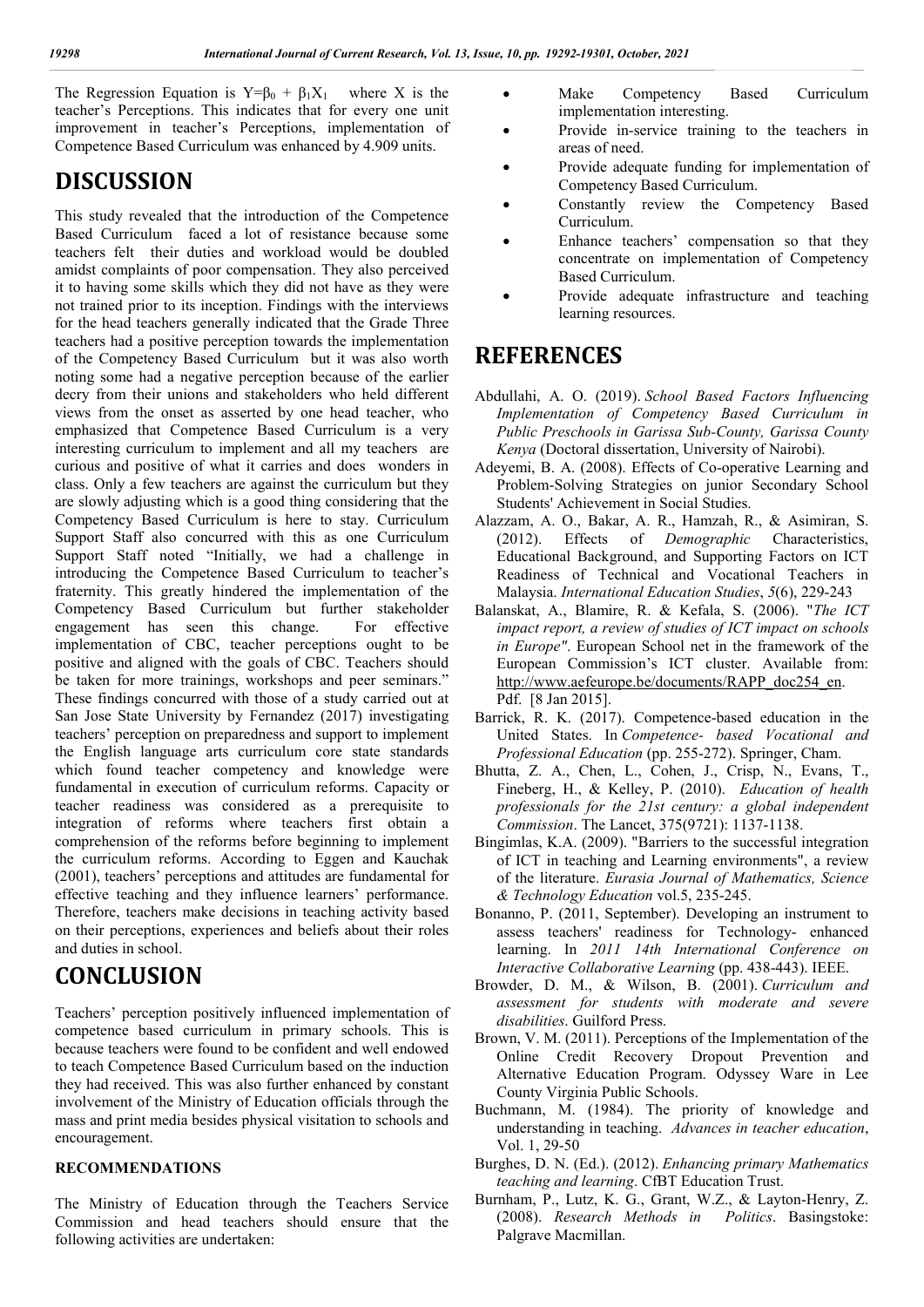The Regression Equation is $Y=\beta_0 + \beta_1X_1$ where X is the teacher's Perceptions. This indicates that for every one unit improvement in teacher's Perceptions, implementation of Competence Based Curriculum was enhanced by 4.909 units.

# DISCUSSION

This study revealed that the introduction of the Competence Based Curriculum faced a lot of resistance because some teachers felt their duties and workload would be doubled amidst complaints of poor compensation. They also perceived it to having some skills which they did not have as they were not trained prior to its inception. Findings with the interviews for the head teachers generally indicated that the Grade Three teachers had a positive perception towards the implementation of the Competency Based Curriculum but it was also worth noting some had a negative perception because of the earlier decry from their unions and stakeholders who held different views from the onset as asserted by one head teacher, who emphasized that Competence Based Curriculum is a very interesting curriculum to implement and all my teachers are curious and positive of what it carries and does wonders in class. Only a few teachers are against the curriculum but they are slowly adjusting which is a good thing considering that the Competency Based Curriculum is here to stay. Curriculum Support Staff also concurred with this as one Curriculum Support Staff noted "Initially, we had a challenge in introducing the Competence Based Curriculum to teacher's fraternity. This greatly hindered the implementation of the Competency Based Curriculum but further stakeholder engagement has seen this change. For effective implementation of CBC, teacher perceptions ought to be positive and aligned with the goals of CBC. Teachers should be taken for more trainings, workshops and peer seminars." These findings concurred with those of a study carried out at San Jose State University by Fernandez (2017) investigating teachers' perception on preparedness and support to implement the English language arts curriculum core state standards which found teacher competency and knowledge were fundamental in execution of curriculum reforms. Capacity or teacher readiness was considered as a prerequisite to integration of reforms where teachers first obtain a comprehension of the reforms before beginning to implement the curriculum reforms. According to Eggen and Kauchak (2001), teachers' perceptions and attitudes are fundamental for effective teaching and they influence learners' performance. Therefore, teachers make decisions in teaching activity based on their perceptions, experiences and beliefs about their roles and duties in school.

# CONCLUSION

Teachers' perception positively influenced implementation of competence based curriculum in primary schools. This is because teachers were found to be confident and well endowed to teach Competence Based Curriculum based on the induction they had received. This was also further enhanced by constant involvement of the Ministry of Education officials through the mass and print media besides physical visitation to schools and encouragement.

### RECOMMENDATIONS

The Ministry of Education through the Teachers Service Commission and head teachers should ensure that the following activities are undertaken:

- Make Competency Based Curriculum implementation interesting.
- Provide in-service training to the teachers in areas of need.
- Provide adequate funding for implementation of Competency Based Curriculum.
- Constantly review the Competency Based Curriculum.
- Enhance teachers' compensation so that they concentrate on implementation of Competency Based Curriculum.
- Provide adequate infrastructure and teaching learning resources.

# REFERENCES

Abdullahi, A. O. (2019). *School Based Factors Influencing Implementation of Competency Based Curriculum in Public Preschools in Garissa Sub-County, Garissa County Kenya* (Doctoral dissertation, University of Nairobi).

Adeyemi, B. A. (2008). Effects of Co-operative Learning and Problem-Solving Strategies on junior Secondary School Students' Achievement in Social Studies.

Alazzam, A. O., Bakar, A. R., Hamzah, R., & Asimiran, S. (2012). Effects of *Demographic* Characteristics, Educational Background, and Supporting Factors on ICT Readiness of Technical and Vocational Teachers in Malaysia. *International Education Studies*, *5*(6), 229-243

Balanskat, A., Blamire, R. & Kefala, S. (2006). "*The ICT impact report, a review of studies of ICT impact on schools in Europe"*. European School net in the framework of the European Commission's ICT cluster. Available from: http://www.aefeurope.be/documents/RAPP_doc254_en. Pdf. [8 Jan 2015].

Barrick, R. K. (2017). Competence-based education in the United States. In *Competence- based Vocational and Professional Education* (pp. 255-272). Springer, Cham.

Bhutta, Z. A., Chen, L., Cohen, J., Crisp, N., Evans, T., Fineberg, H., & Kelley, P. (2010). *Education of health professionals for the 21st century: a global independent Commission*. The Lancet, 375(9721): 1137-1138.

Bingimlas, K.A. (2009). "Barriers to the successful integration of ICT in teaching and Learning environments", a review of the literature. *Eurasia Journal of Mathematics, Science & Technology Education* vol.5, 235-245.

Bonanno, P. (2011, September). Developing an instrument to assess teachers' readiness for Technology- enhanced learning. In *2011 14th International Conference on Interactive Collaborative Learning* (pp. 438-443). IEEE.

Browder, D. M., & Wilson, B. (2001). *Curriculum and assessment for students with moderate and severe disabilities*. Guilford Press.

Brown, V. M. (2011). Perceptions of the Implementation of the Online Credit Recovery Dropout Prevention and Alternative Education Program. Odyssey Ware in Lee County Virginia Public Schools.

Buchmann, M. (1984). The priority of knowledge and understanding in teaching. *Advances in teacher education*, Vol. 1, 29-50

Burghes, D. N. (Ed.). (2012). *Enhancing primary Mathematics teaching and learning*. CfBT Education Trust.

Burnham, P., Lutz, K. G., Grant, W.Z., & Layton-Henry, Z. (2008). *Research Methods in Politics*. Basingstoke: Palgrave Macmillan.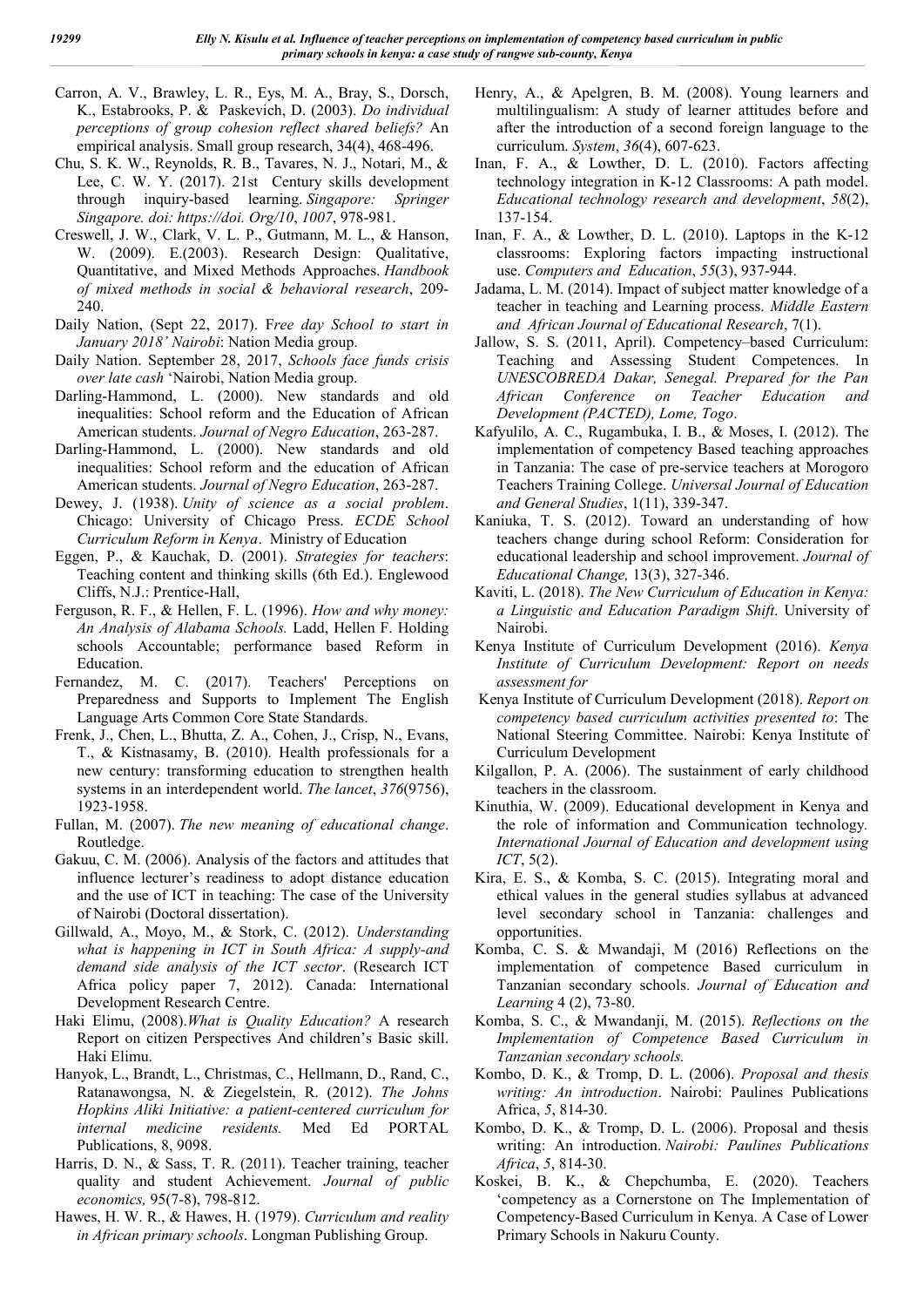Carron, A. V., Brawley, L. R., Eys, M. A., Bray, S., Dorsch, K., Estabrooks, P. & Paskevich, D. (2003). *Do individual perceptions of group cohesion reflect shared beliefs?* An empirical analysis. Small group research, 34(4), 468-496.

Chu, S. K. W., Reynolds, R. B., Tavares, N. J., Notari, M., & Lee, C. W. Y. (2017). 21st Century skills development through inquiry-based learning. *Singapore: Springer Singapore. doi: https://doi. Org/10*, *1007*, 978-981.

Creswell, J. W., Clark, V. L. P., Gutmann, M. L., & Hanson, W. (2009). E.(2003). Research Design: Qualitative, Quantitative, and Mixed Methods Approaches. *Handbook of mixed methods in social & behavioral research*, 209-240.

Daily Nation, (Sept 22, 2017). F*ree day School to start in January 2018' Nairobi*: Nation Media group.

Daily Nation. September 28, 2017, *Schools face funds crisis over late cash* 'Nairobi, Nation Media group.

Darling-Hammond, L. (2000). New standards and old inequalities: School reform and the Education of African American students. *Journal of Negro Education*, 263-287.

Darling-Hammond, L. (2000). New standards and old inequalities: School reform and the education of African American students. *Journal of Negro Education*, 263-287.

Dewey, J. (1938). *Unity of science as a social problem*. Chicago: University of Chicago Press. *ECDE School Curriculum Reform in Kenya*. Ministry of Education

Eggen, P., & Kauchak, D. (2001). *Strategies for teachers*: Teaching content and thinking skills (6th Ed.). Englewood Cliffs, N.J.: Prentice-Hall,

Ferguson, R. F., & Hellen, F. L. (1996). *How and why money: An Analysis of Alabama Schools.* Ladd, Hellen F. Holding schools Accountable; performance based Reform in Education.

Fernandez, M. C. (2017). Teachers' Perceptions on Preparedness and Supports to Implement The English Language Arts Common Core State Standards.

Frenk, J., Chen, L., Bhutta, Z. A., Cohen, J., Crisp, N., Evans, T., & Kistnasamy, B. (2010). Health professionals for a new century: transforming education to strengthen health systems in an interdependent world. *The lancet*, *376*(9756), 1923-1958.

Fullan, M. (2007). *The new meaning of educational change*. Routledge.

Gakuu, C. M. (2006). Analysis of the factors and attitudes that influence lecturer's readiness to adopt distance education and the use of ICT in teaching: The case of the University of Nairobi (Doctoral dissertation).

Gillwald, A., Moyo, M., & Stork, C. (2012). *Understanding what is happening in ICT in South Africa: A supply-and demand side analysis of the ICT sector*. (Research ICT Africa policy paper 7, 2012). Canada: International Development Research Centre.

Haki Elimu, (2008).*What is Quality Education?* A research Report on citizen Perspectives And children's Basic skill. Haki Elimu.

Hanyok, L., Brandt, L., Christmas, C., Hellmann, D., Rand, C., Ratanawongsa, N. & Ziegelstein, R. (2012). *The Johns Hopkins Aliki Initiative: a patient-centered curriculum for internal medicine residents.* Med Ed PORTAL Publications, 8, 9098.

Harris, D. N., & Sass, T. R. (2011). Teacher training, teacher quality and student Achievement. *Journal of public economics,* 95(7-8), 798-812.

Hawes, H. W. R., & Hawes, H. (1979). *Curriculum and reality in African primary schools*. Longman Publishing Group.

Henry, A., & Apelgren, B. M. (2008). Young learners and multilingualism: A study of learner attitudes before and after the introduction of a second foreign language to the curriculum. *System*, *36*(4), 607-623.

Inan, F. A., & Lowther, D. L. (2010). Factors affecting technology integration in K-12 Classrooms: A path model. *Educational technology research and development*, *58*(2), 137-154.

Inan, F. A., & Lowther, D. L. (2010). Laptops in the K-12 classrooms: Exploring factors impacting instructional use. *Computers and Education*, *55*(3), 937-944.

Jadama, L. M. (2014). Impact of subject matter knowledge of a teacher in teaching and Learning process. *Middle Eastern and African Journal of Educational Research*, 7(1).

Jallow, S. S. (2011, April). Competency–based Curriculum: Teaching and Assessing Student Competences. In *UNESCOBREDA Dakar, Senegal. Prepared for the Pan African Conference on Teacher Education and Development (PACTED), Lome, Togo*.

Kafyulilo, A. C., Rugambuka, I. B., & Moses, I. (2012). The implementation of competency Based teaching approaches in Tanzania: The case of pre-service teachers at Morogoro Teachers Training College. *Universal Journal of Education and General Studies*, 1(11), 339-347.

Kaniuka, T. S. (2012). Toward an understanding of how teachers change during school Reform: Consideration for educational leadership and school improvement. *Journal of Educational Change,* 13(3), 327-346.

Kaviti, L. (2018). *The New Curriculum of Education in Kenya: a Linguistic and Education Paradigm Shift*. University of Nairobi.

Kenya Institute of Curriculum Development (2016). *Kenya Institute of Curriculum Development: Report on needs assessment for*

Kenya Institute of Curriculum Development (2018). *Report on competency based curriculum activities presented to*: The National Steering Committee. Nairobi: Kenya Institute of Curriculum Development

Kilgallon, P. A. (2006). The sustainment of early childhood teachers in the classroom.

Kinuthia, W. (2009). Educational development in Kenya and the role of information and Communication technology. *International Journal of Education and development using ICT*, 5(2).

Kira, E. S., & Komba, S. C. (2015). Integrating moral and ethical values in the general studies syllabus at advanced level secondary school in Tanzania: challenges and opportunities.

Komba, C. S. & Mwandaji, M (2016) Reflections on the implementation of competence Based curriculum in Tanzanian secondary schools. *Journal of Education and Learning* 4 (2), 73-80.

Komba, S. C., & Mwandanji, M. (2015). *Reflections on the Implementation of Competence Based Curriculum in Tanzanian secondary schools.*

Kombo, D. K., & Tromp, D. L. (2006). *Proposal and thesis writing: An introduction*. Nairobi: Paulines Publications Africa, *5*, 814-30.

Kombo, D. K., & Tromp, D. L. (2006). Proposal and thesis writing: An introduction. *Nairobi: Paulines Publications Africa*, *5*, 814-30.

Koskei, B. K., & Chepchumba, E. (2020). Teachers 'competency as a Cornerstone on The Implementation of Competency-Based Curriculum in Kenya. A Case of Lower Primary Schools in Nakuru County.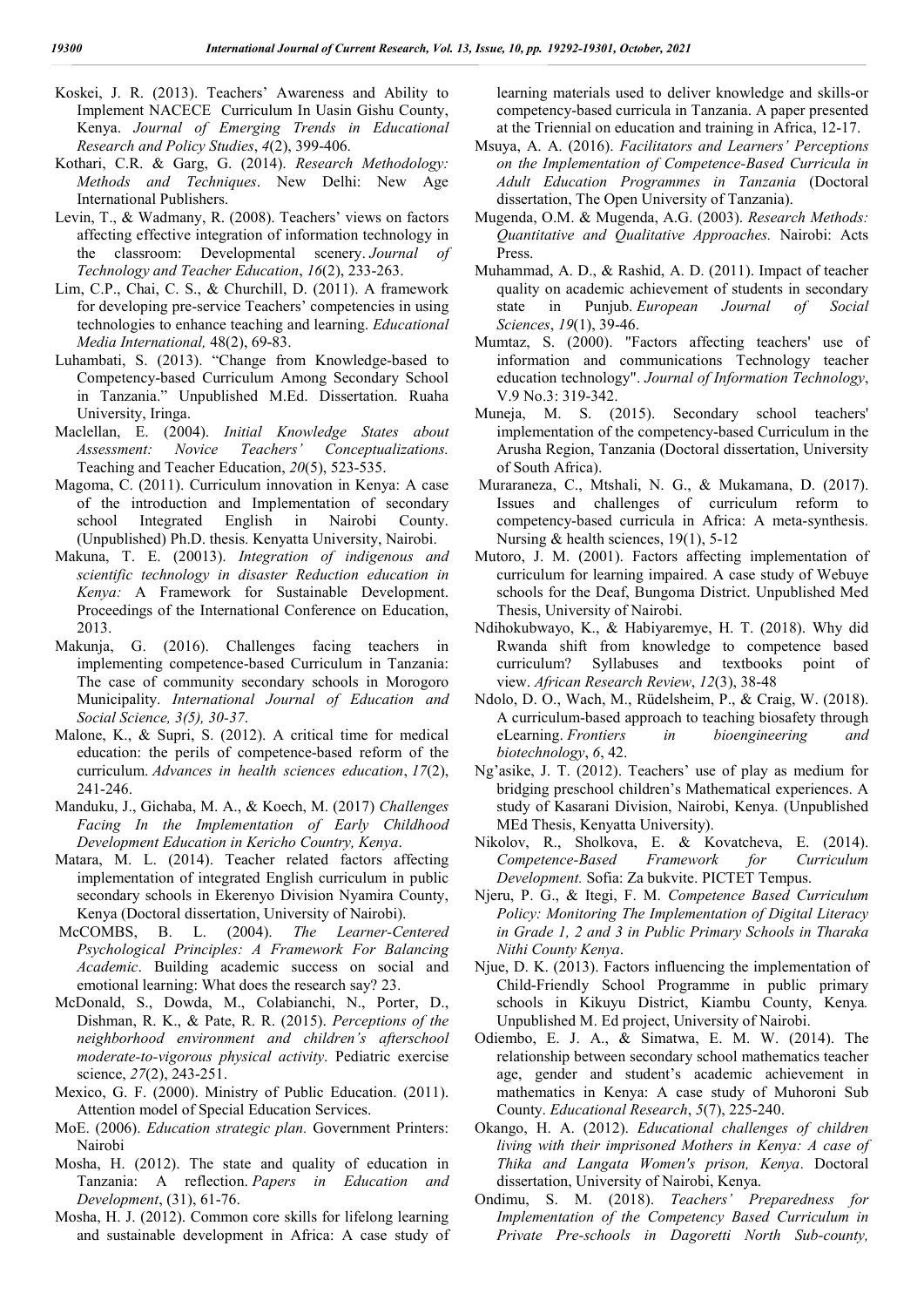Koskei, J. R. (2013). Teachers' Awareness and Ability to Implement NACECE Curriculum In Uasin Gishu County, Kenya. *Journal of Emerging Trends in Educational Research and Policy Studies*, *4*(2), 399-406.

Kothari, C.R. & Garg, G. (2014). *Research Methodology: Methods and Techniques*. New Delhi: New Age International Publishers.

Levin, T., & Wadmany, R. (2008). Teachers' views on factors affecting effective integration of information technology in the classroom: Developmental scenery. *Journal of Technology and Teacher Education*, *16*(2), 233-263.

Lim, C.P., Chai, C. S., & Churchill, D. (2011). A framework for developing pre-service Teachers' competencies in using technologies to enhance teaching and learning. *Educational Media International,* 48(2), 69-83.

Luhambati, S. (2013). "Change from Knowledge-based to Competency-based Curriculum Among Secondary School in Tanzania." Unpublished M.Ed. Dissertation. Ruaha University, Iringa.

Maclellan, E. (2004). *Initial Knowledge States about Assessment: Novice Teachers' Conceptualizations.* Teaching and Teacher Education, *20*(5), 523-535.

Magoma, C. (2011). Curriculum innovation in Kenya: A case of the introduction and Implementation of secondary school Integrated English in Nairobi County. (Unpublished) Ph.D. thesis. Kenyatta University, Nairobi.

Makuna, T. E. (20013). *Integration of indigenous and scientific technology in disaster Reduction education in Kenya:* A Framework for Sustainable Development. Proceedings of the International Conference on Education, 2013.

Makunja, G. (2016). Challenges facing teachers in implementing competence-based Curriculum in Tanzania: The case of community secondary schools in Morogoro Municipality. *International Journal of Education and Social Science, 3(5), 30-37*.

Malone, K., & Supri, S. (2012). A critical time for medical education: the perils of competence-based reform of the curriculum. *Advances in health sciences education*, *17*(2), 241-246.

Manduku, J., Gichaba, M. A., & Koech, M. (2017) *Challenges Facing In the Implementation of Early Childhood Development Education in Kericho Country, Kenya*.

Matara, M. L. (2014). Teacher related factors affecting implementation of integrated English curriculum in public secondary schools in Ekerenyo Division Nyamira County, Kenya (Doctoral dissertation, University of Nairobi).

McCOMBS, B. L. (2004). *The Learner-Centered Psychological Principles: A Framework For Balancing Academic*. Building academic success on social and emotional learning: What does the research say? 23.

McDonald, S., Dowda, M., Colabianchi, N., Porter, D., Dishman, R. K., & Pate, R. R. (2015). *Perceptions of the neighborhood environment and children's afterschool moderate-to-vigorous physical activity*. Pediatric exercise science, *27*(2), 243-251.

Mexico, G. F. (2000). Ministry of Public Education. (2011). Attention model of Special Education Services.

MoE. (2006). *Education strategic plan.* Government Printers: Nairobi

Mosha, H. (2012). The state and quality of education in Tanzania: A reflection. *Papers in Education and Development*, (31), 61-76.

Mosha, H. J. (2012). Common core skills for lifelong learning and sustainable development in Africa: A case study of learning materials used to deliver knowledge and skills-or competency-based curricula in Tanzania. A paper presented at the Triennial on education and training in Africa, 12-17.

Msuya, A. A. (2016). *Facilitators and Learners' Perceptions on the Implementation of Competence-Based Curricula in Adult Education Programmes in Tanzania* (Doctoral dissertation, The Open University of Tanzania).

Mugenda, O.M. & Mugenda, A.G. (2003). *Research Methods: Quantitative and Qualitative Approaches.* Nairobi: Acts Press.

Muhammad, A. D., & Rashid, A. D. (2011). Impact of teacher quality on academic achievement of students in secondary state in Punjub. *European Journal of Social Sciences*, *19*(1), 39-46.

Mumtaz, S. (2000). "Factors affecting teachers' use of information and communications Technology teacher education technology". *Journal of Information Technology*, V.9 No.3: 319-342.

Muneja, M. S. (2015). Secondary school teachers' implementation of the competency-based Curriculum in the Arusha Region, Tanzania (Doctoral dissertation, University of South Africa).

Muraraneza, C., Mtshali, N. G., & Mukamana, D. (2017). Issues and challenges of curriculum reform to competency-based curricula in Africa: A meta-synthesis. Nursing & health sciences, 19(1), 5-12

Mutoro, J. M. (2001). Factors affecting implementation of curriculum for learning impaired. A case study of Webuye schools for the Deaf, Bungoma District. Unpublished Med Thesis, University of Nairobi.

Ndihokubwayo, K., & Habiyaremye, H. T. (2018). Why did Rwanda shift from knowledge to competence based curriculum? Syllabuses and textbooks point of view. *African Research Review*, *12*(3), 38-48

Ndolo, D. O., Wach, M., Rüdelsheim, P., & Craig, W. (2018). A curriculum-based approach to teaching biosafety through eLearning. *Frontiers in bioengineering and biotechnology*, *6*, 42.

Ng'asike, J. T. (2012). Teachers' use of play as medium for bridging preschool children's Mathematical experiences. A study of Kasarani Division, Nairobi, Kenya. (Unpublished MEd Thesis, Kenyatta University).

Nikolov, R., Sholkova, E. & Kovatcheva, E. (2014). *Competence-Based Framework for Curriculum Development.* Sofia: Za bukvite. PICTET Tempus.

Njeru, P. G., & Itegi, F. M. *Competence Based Curriculum Policy: Monitoring The Implementation of Digital Literacy in Grade 1, 2 and 3 in Public Primary Schools in Tharaka Nithi County Kenya*.

Njue, D. K. (2013). Factors influencing the implementation of Child-Friendly School Programme in public primary schools in Kikuyu District, Kiambu County, Kenya*.* Unpublished M. Ed project, University of Nairobi.

Odiembo, E. J. A., & Simatwa, E. M. W. (2014). The relationship between secondary school mathematics teacher age, gender and student's academic achievement in mathematics in Kenya: A case study of Muhoroni Sub County. *Educational Research*, *5*(7), 225-240.

Okango, H. A. (2012). *Educational challenges of children living with their imprisoned Mothers in Kenya: A case of Thika and Langata Women's prison, Kenya*. Doctoral dissertation, University of Nairobi, Kenya.

Ondimu, S. M. (2018). *Teachers' Preparedness for Implementation of the Competency Based Curriculum in Private Pre-schools in Dagoretti North Sub-county,*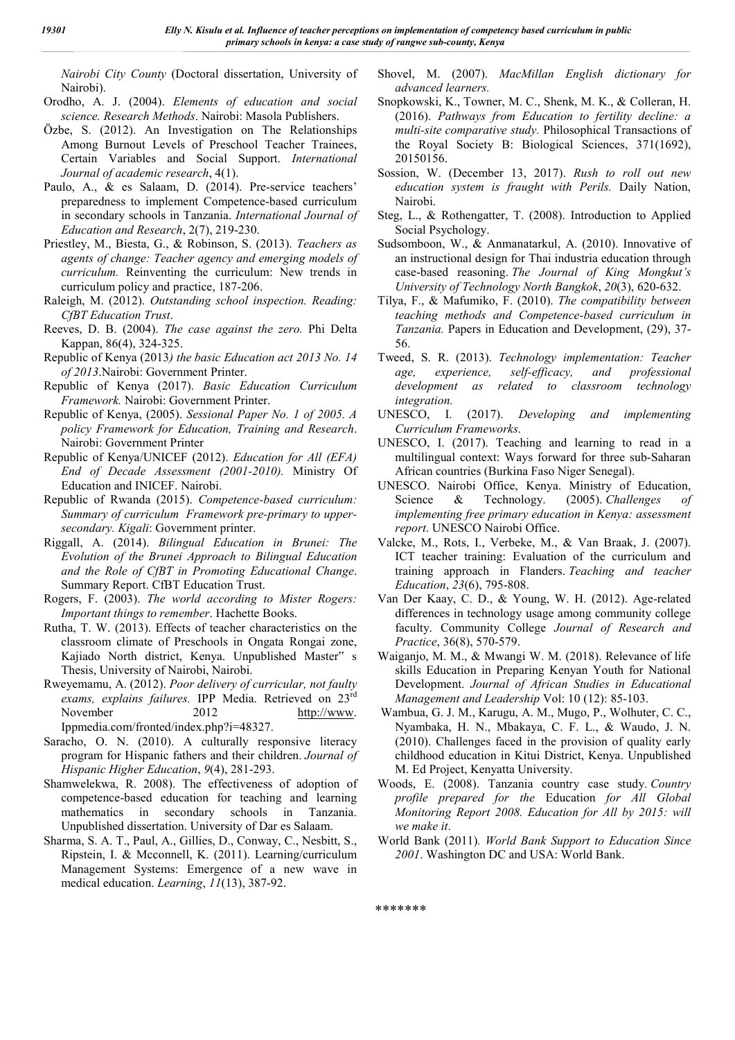*Nairobi City County* (Doctoral dissertation, University of Nairobi).

Orodho, A. J. (2004). *Elements of education and social science. Research Methods*. Nairobi: Masola Publishers.

Özbe, S. (2012). An Investigation on The Relationships Among Burnout Levels of Preschool Teacher Trainees, Certain Variables and Social Support. *International Journal of academic research*, 4(1).

Paulo, A., & es Salaam, D. (2014). Pre-service teachers' preparedness to implement Competence-based curriculum in secondary schools in Tanzania. *International Journal of Education and Research*, 2(7), 219-230.

Priestley, M., Biesta, G., & Robinson, S. (2013). *Teachers as agents of change: Teacher agency and emerging models of curriculum.* Reinventing the curriculum: New trends in curriculum policy and practice, 187-206.

Raleigh, M. (2012). *Outstanding school inspection. Reading: CfBT Education Trust*.

Reeves, D. B. (2004). *The case against the zero.* Phi Delta Kappan, 86(4), 324-325.

Republic of Kenya (2013*) the basic Education act 2013 No. 14 of 2013*.Nairobi: Government Printer.

Republic of Kenya (2017). *Basic Education Curriculum Framework.* Nairobi: Government Printer.

Republic of Kenya, (2005). *Sessional Paper No. 1 of 2005. A policy Framework for Education, Training and Research*. Nairobi: Government Printer

Republic of Kenya/UNICEF (2012). *Education for All (EFA) End of Decade Assessment (2001-2010).* Ministry Of Education and INICEF. Nairobi.

Republic of Rwanda (2015). *Competence-based curriculum: Summary of curriculum Framework pre-primary to upper-secondary. Kigali*: Government printer.

Riggall, A. (2014). *Bilingual Education in Brunei: The Evolution of the Brunei Approach to Bilingual Education and the Role of CfBT in Promoting Educational Change*. Summary Report. CfBT Education Trust.

Rogers, F. (2003). *The world according to Mister Rogers: Important things to remember*. Hachette Books.

Rutha, T. W. (2013). Effects of teacher characteristics on the classroom climate of Preschools in Ongata Rongai zone, Kajiado North district, Kenya. Unpublished Master" s Thesis, University of Nairobi, Nairobi.

Rweyemamu, A. (2012). *Poor delivery of curricular, not faulty exams, explains failures.* IPP Media. Retrieved on 23rd November 2012 http://www. Ippmedia.com/fronted/index.php?i=48327.

Saracho, O. N. (2010). A culturally responsive literacy program for Hispanic fathers and their children. *Journal of Hispanic Higher Education*, *9*(4), 281-293.

Shamwelekwa, R. 2008). The effectiveness of adoption of competence-based education for teaching and learning mathematics in secondary schools in Tanzania. Unpublished dissertation. University of Dar es Salaam.

Sharma, S. A. T., Paul, A., Gillies, D., Conway, S., Nesbitt, S., Ripstein, I. & Mcconnell, K. (2011). Learning/curriculum Management Systems: Emergence of a new wave in medical education. *Learning*, *11*(13), 387-92.

Shovel, M. (2007). *MacMillan English dictionary for advanced learners.*

Snopkowski, K., Towner, M. C., Shenk, M. K., & Colleran, H. (2016). *Pathways from Education to fertility decline: a multi-site comparative study.* Philosophical Transactions of the Royal Society B: Biological Sciences, 371(1692), 20150156.

Sossion, W. (December 13, 2017). *Rush to roll out new education system is fraught with Perils.* Daily Nation, Nairobi.

Steg, L., & Rothengatter, T. (2008). Introduction to Applied Social Psychology.

Sudsomboon, W., & Anmanatarkul, A. (2010). Innovative of an instructional design for Thai industria education through case-based reasoning. *The Journal of King Mongkut's University of Technology North Bangkok*, *20*(3), 620-632.

Tilya, F., & Mafumiko, F. (2010). *The compatibility between teaching methods and Competence-based curriculum in Tanzania.* Papers in Education and Development, (29), 37-56.

Tweed, S. R. (2013). *Technology implementation: Teacher age, experience, self-efficacy, and professional development as related to classroom technology integration.*

UNESCO, I. (2017). *Developing and implementing Curriculum Frameworks*.

UNESCO, I. (2017). Teaching and learning to read in a multilingual context: Ways forward for three sub-Saharan African countries (Burkina Faso Niger Senegal).

UNESCO. Nairobi Office, Kenya. Ministry of Education, Science & Technology. (2005). *Challenges of implementing free primary education in Kenya: assessment report*. UNESCO Nairobi Office.

Valcke, M., Rots, I., Verbeke, M., & Van Braak, J. (2007). ICT teacher training: Evaluation of the curriculum and training approach in Flanders. *Teaching and teacher Education*, *23*(6), 795-808.

Van Der Kaay, C. D., & Young, W. H. (2012). Age-related differences in technology usage among community college faculty. Community College *Journal of Research and Practice*, 36(8), 570-579.

Waiganjo, M. M., & Mwangi W. M. (2018). Relevance of life skills Education in Preparing Kenyan Youth for National Development. *Journal of African Studies in Educational Management and Leadership* Vol: 10 (12): 85-103.

Wambua, G. J. M., Karugu, A. M., Mugo, P., Wolhuter, C. C., Nyambaka, H. N., Mbakaya, C. F. L., & Waudo, J. N. (2010). Challenges faced in the provision of quality early childhood education in Kitui District, Kenya. Unpublished M. Ed Project, Kenyatta University.

Woods, E. (2008). Tanzania country case study. *Country profile prepared for the* Education *for All Global Monitoring Report 2008. Education for All by 2015: will we make it*.

World Bank (2011)*. World Bank Support to Education Since 2001*. Washington DC and USA: World Bank.

\*\*\*\*\*\*\*